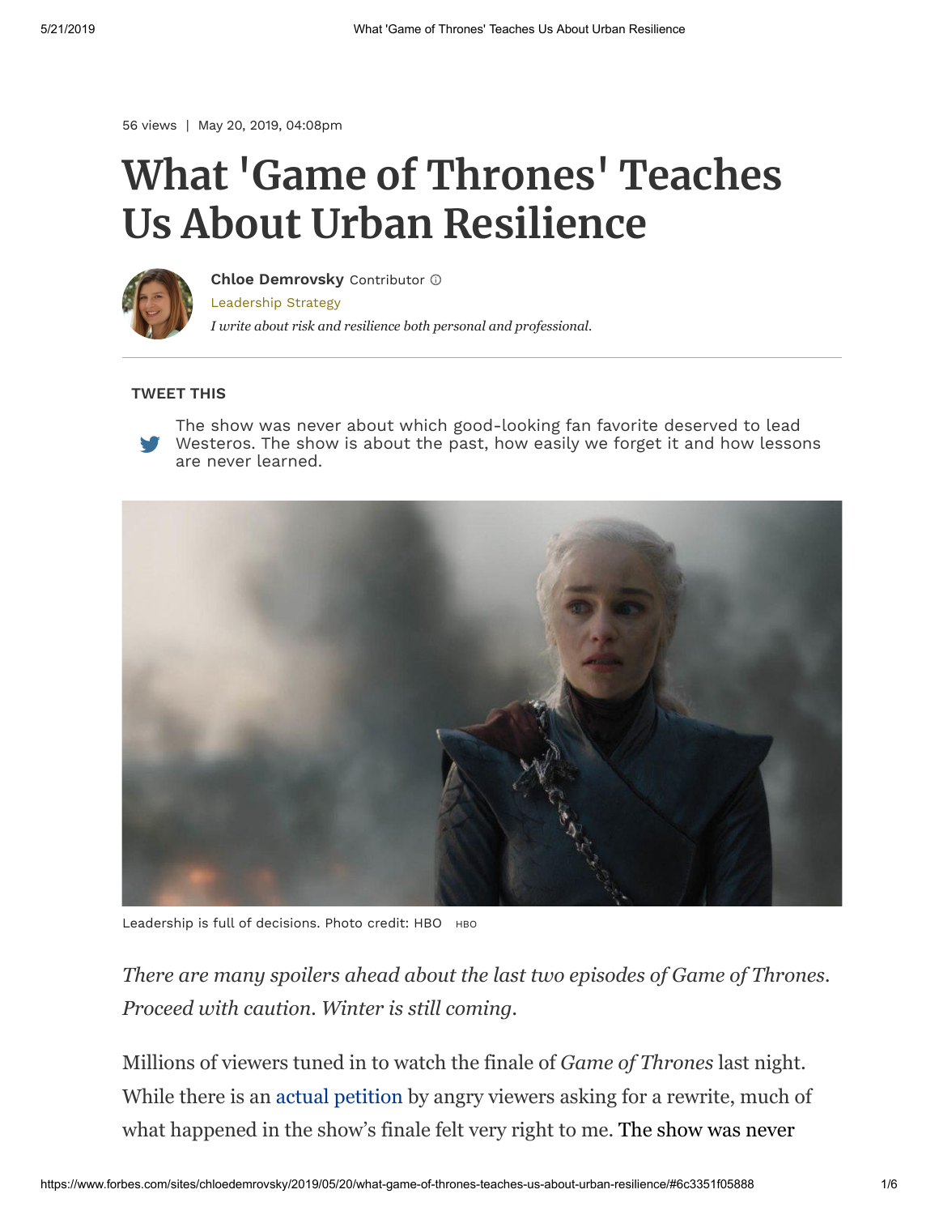56 views | May 20, 2019, 04:08pm

# What 'Game of Thrones' Teaches Us About Urban Resilience

**Chloe Demrovsky** Contributor

Leadership Strategy

*I write about risk and resilience both personal and professional.*

**TWEET THIS**

The show was never about which good-looking fan favorite deserved to lead Westeros. The show is about the past, how easily we forget it and how lessons are never learned.

Leadership is full of decisions. Photo credit: HBO HBO

*There are many spoilers ahead about the last two episodes of Game of Thrones. Proceed with caution. Winter is still coming.*

Millions of viewers tuned in to watch the finale of *Game of Thrones* last night. While there is an actual petition by angry viewers asking for a rewrite, much of what happened in the show's finale felt very right to me. The show was never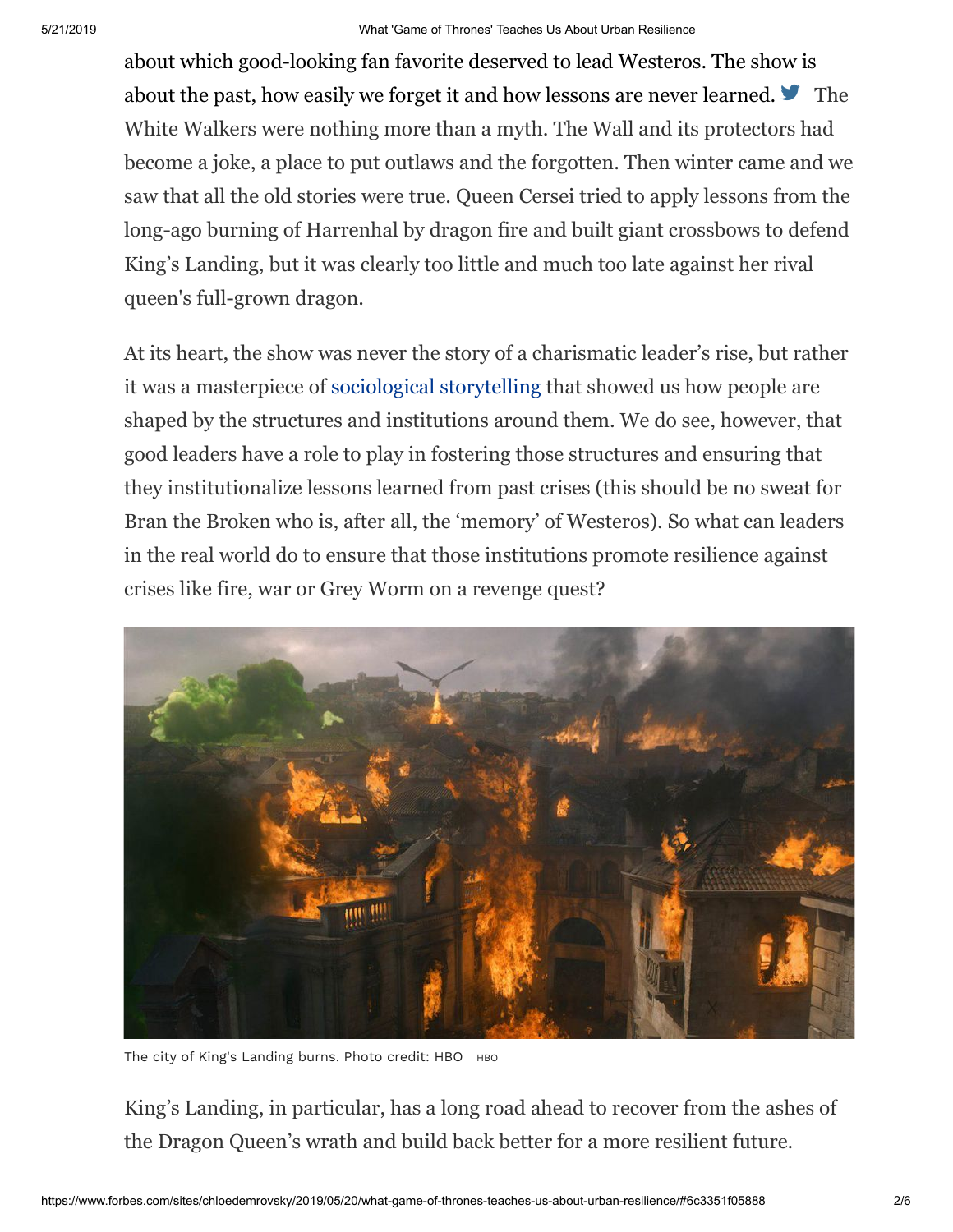about which good-looking fan favorite deserved to lead Westeros. The show is about the past, how easily we forget it and how lessons are never learned. The White Walkers were nothing more than a myth. The Wall and its protectors had become a joke, a place to put outlaws and the forgotten. Then winter came and we saw that all the old stories were true. Queen Cersei tried to apply lessons from the long-ago burning of Harrenhal by dragon fire and built giant crossbows to defend King's Landing, but it was clearly too little and much too late against her rival queen's full-grown dragon.

At its heart, the show was never the story of a charismatic leader's rise, but rather it was a masterpiece of sociological storytelling that showed us how people are shaped by the structures and institutions around them. We do see, however, that good leaders have a role to play in fostering those structures and ensuring that they institutionalize lessons learned from past crises (this should be no sweat for Bran the Broken who is, after all, the 'memory' of Westeros). So what can leaders in the real world do to ensure that those institutions promote resilience against crises like fire, war or Grey Worm on a revenge quest?

The city of King's Landing burns. Photo credit: HBO HBO

King's Landing, in particular, has a long road ahead to recover from the ashes of the Dragon Queen's wrath and build back better for a more resilient future.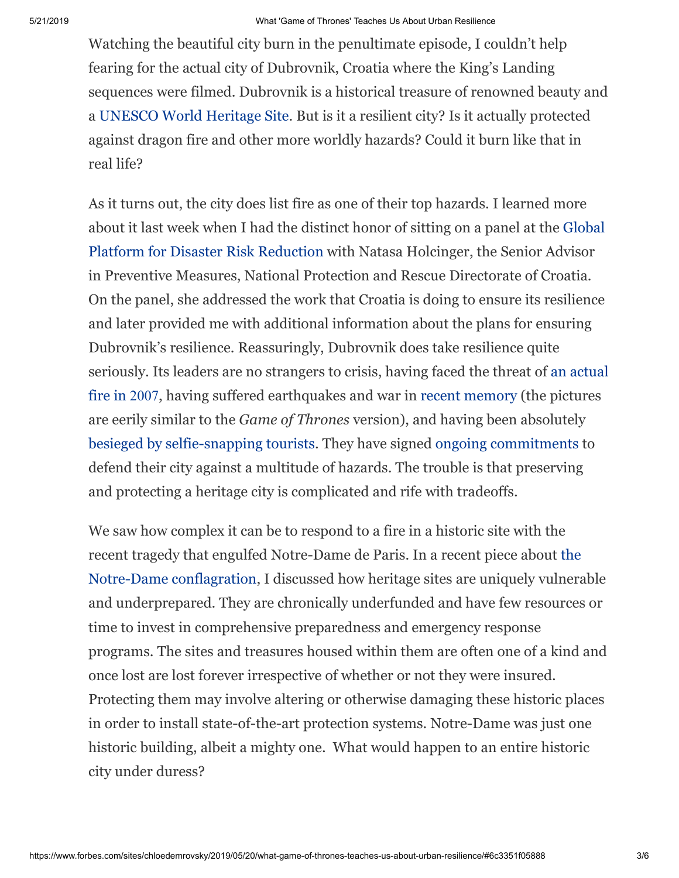Watching the beautiful city burn in the penultimate episode, I couldn't help fearing for the actual city of Dubrovnik, Croatia where the King's Landing sequences were filmed. Dubrovnik is a historical treasure of renowned beauty and a UNESCO World Heritage Site. But is it a resilient city? Is it actually protected against dragon fire and other more worldly hazards? Could it burn like that in real life?

As it turns out, the city does list fire as one of their top hazards. I learned more about it last week when I had the distinct honor of sitting on a panel at the Global Platform for Disaster Risk Reduction with Natasa Holcinger, the Senior Advisor in Preventive Measures, National Protection and Rescue Directorate of Croatia. On the panel, she addressed the work that Croatia is doing to ensure its resilience and later provided me with additional information about the plans for ensuring Dubrovnik's resilience. Reassuringly, Dubrovnik does take resilience quite seriously. Its leaders are no strangers to crisis, having faced the threat of an actual fire in 2007, having suffered earthquakes and war in recent memory (the pictures are eerily similar to the *Game of Thrones* version), and having been absolutely besieged by selfie-snapping tourists. They have signed ongoing commitments to defend their city against a multitude of hazards. The trouble is that preserving and protecting a heritage city is complicated and rife with tradeoffs.

We saw how complex it can be to respond to a fire in a historic site with the recent tragedy that engulfed Notre-Dame de Paris. In a recent piece about the Notre-Dame conflagration, I discussed how heritage sites are uniquely vulnerable and underprepared. They are chronically underfunded and have few resources or time to invest in comprehensive preparedness and emergency response programs. The sites and treasures housed within them are often one of a kind and once lost are lost forever irrespective of whether or not they were insured. Protecting them may involve altering or otherwise damaging these historic places in order to install state-of-the-art protection systems. Notre-Dame was just one historic building, albeit a mighty one. What would happen to an entire historic city under duress?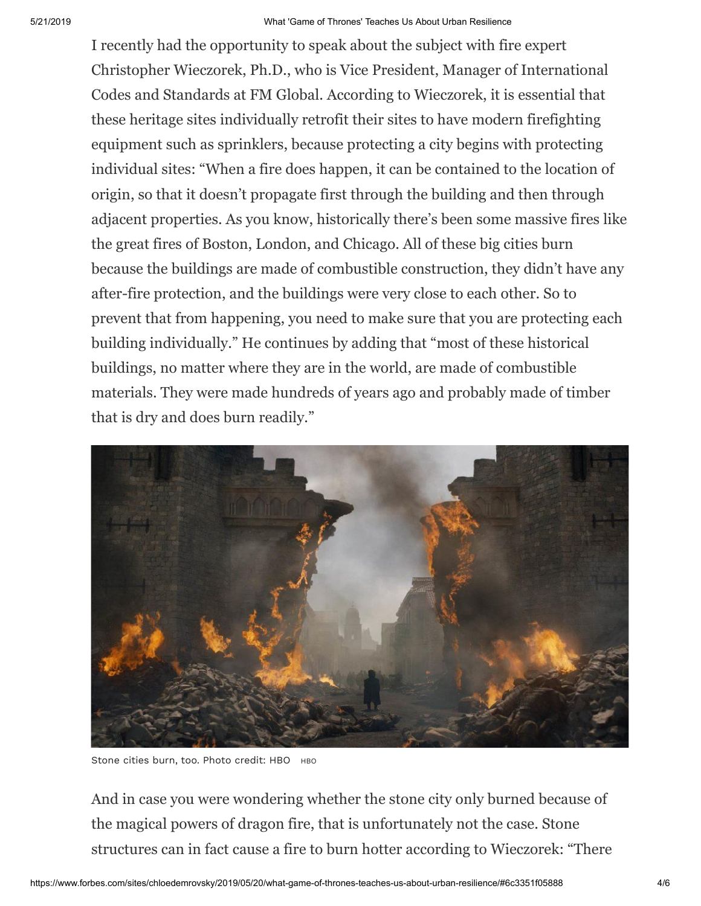I recently had the opportunity to speak about the subject with fire expert Christopher Wieczorek, Ph.D., who is Vice President, Manager of International Codes and Standards at FM Global. According to Wieczorek, it is essential that these heritage sites individually retrofit their sites to have modern firefighting equipment such as sprinklers, because protecting a city begins with protecting individual sites: "When a fire does happen, it can be contained to the location of origin, so that it doesn't propagate first through the building and then through adjacent properties. As you know, historically there's been some massive fires like the great fires of Boston, London, and Chicago. All of these big cities burn because the buildings are made of combustible construction, they didn't have any after-fire protection, and the buildings were very close to each other. So to prevent that from happening, you need to make sure that you are protecting each building individually." He continues by adding that "most of these historical buildings, no matter where they are in the world, are made of combustible materials. They were made hundreds of years ago and probably made of timber that is dry and does burn readily."

Stone cities burn, too. Photo credit: HBO HBO

And in case you were wondering whether the stone city only burned because of the magical powers of dragon fire, that is unfortunately not the case. Stone structures can in fact cause a fire to burn hotter according to Wieczorek: "There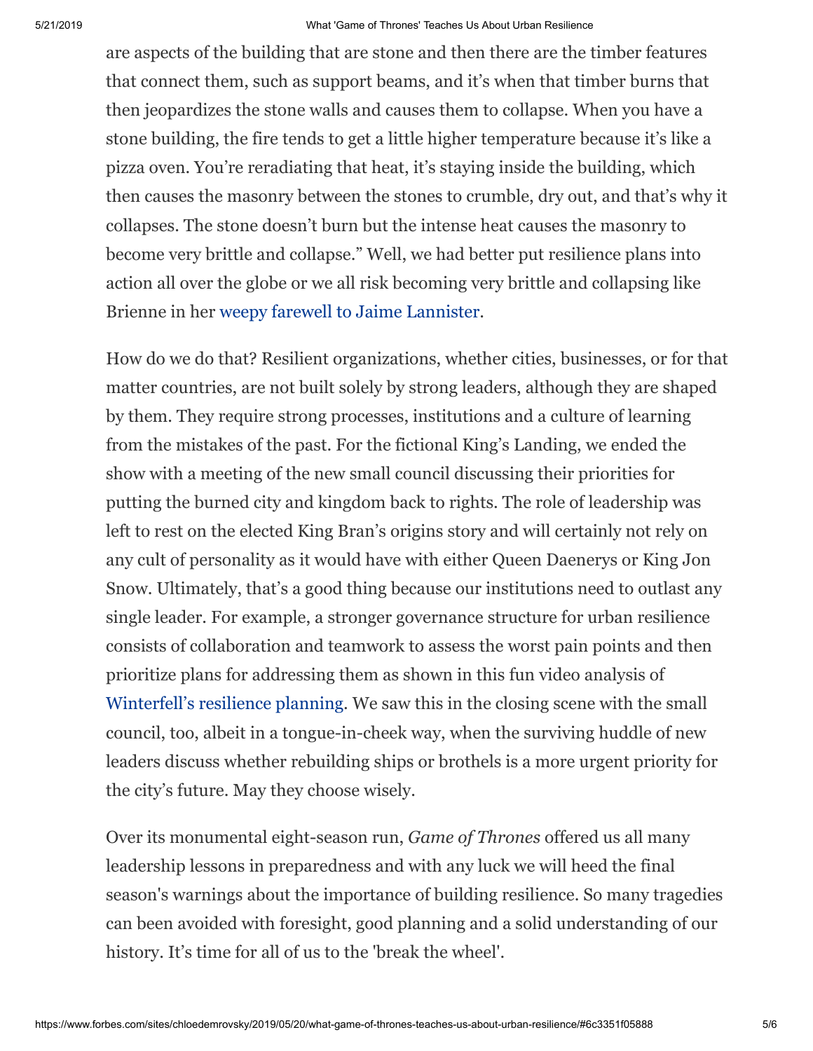are aspects of the building that are stone and then there are the timber features that connect them, such as support beams, and it's when that timber burns that then jeopardizes the stone walls and causes them to collapse. When you have a stone building, the fire tends to get a little higher temperature because it's like a pizza oven. You're reradiating that heat, it's staying inside the building, which then causes the masonry between the stones to crumble, dry out, and that's why it collapses. The stone doesn't burn but the intense heat causes the masonry to become very brittle and collapse." Well, we had better put resilience plans into action all over the globe or we all risk becoming very brittle and collapsing like Brienne in her weepy farewell to Jaime Lannister.

How do we do that? Resilient organizations, whether cities, businesses, or for that matter countries, are not built solely by strong leaders, although they are shaped by them. They require strong processes, institutions and a culture of learning from the mistakes of the past. For the fictional King's Landing, we ended the show with a meeting of the new small council discussing their priorities for putting the burned city and kingdom back to rights. The role of leadership was left to rest on the elected King Bran's origins story and will certainly not rely on any cult of personality as it would have with either Queen Daenerys or King Jon Snow. Ultimately, that's a good thing because our institutions need to outlast any single leader. For example, a stronger governance structure for urban resilience consists of collaboration and teamwork to assess the worst pain points and then prioritize plans for addressing them as shown in this fun video analysis of Winterfell's resilience planning. We saw this in the closing scene with the small council, too, albeit in a tongue-in-cheek way, when the surviving huddle of new leaders discuss whether rebuilding ships or brothels is a more urgent priority for the city's future. May they choose wisely.

Over its monumental eight-season run, *Game of Thrones* offered us all many leadership lessons in preparedness and with any luck we will heed the final season's warnings about the importance of building resilience. So many tragedies can been avoided with foresight, good planning and a solid understanding of our history. It's time for all of us to the 'break the wheel'.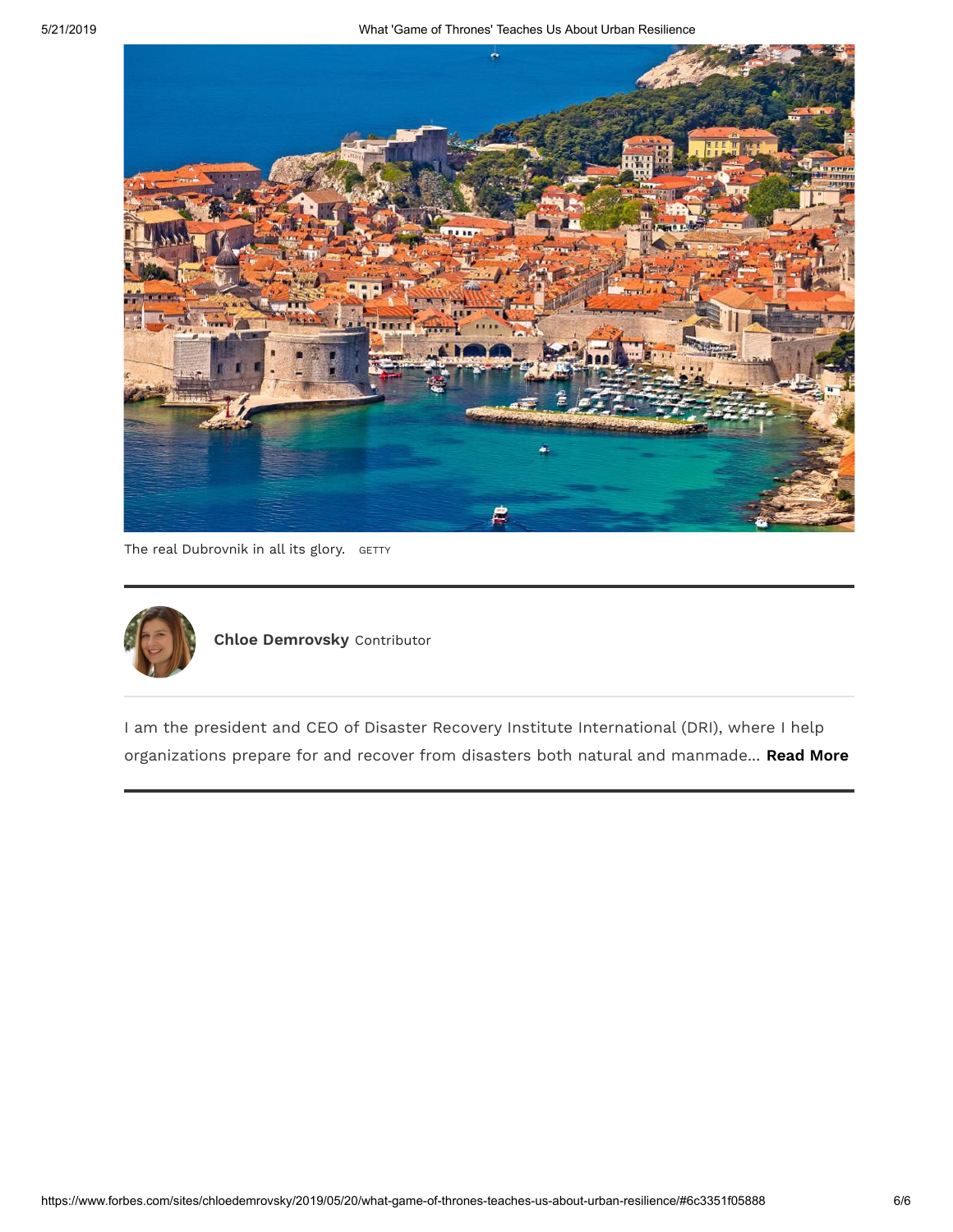The real Dubrovnik in all its glory. GETTY

**Chloe Demrovsky** Contributor

I am the president and CEO of Disaster Recovery Institute International (DRI), where I help organizations prepare for and recover from disasters both natural and manmade... **Read More**